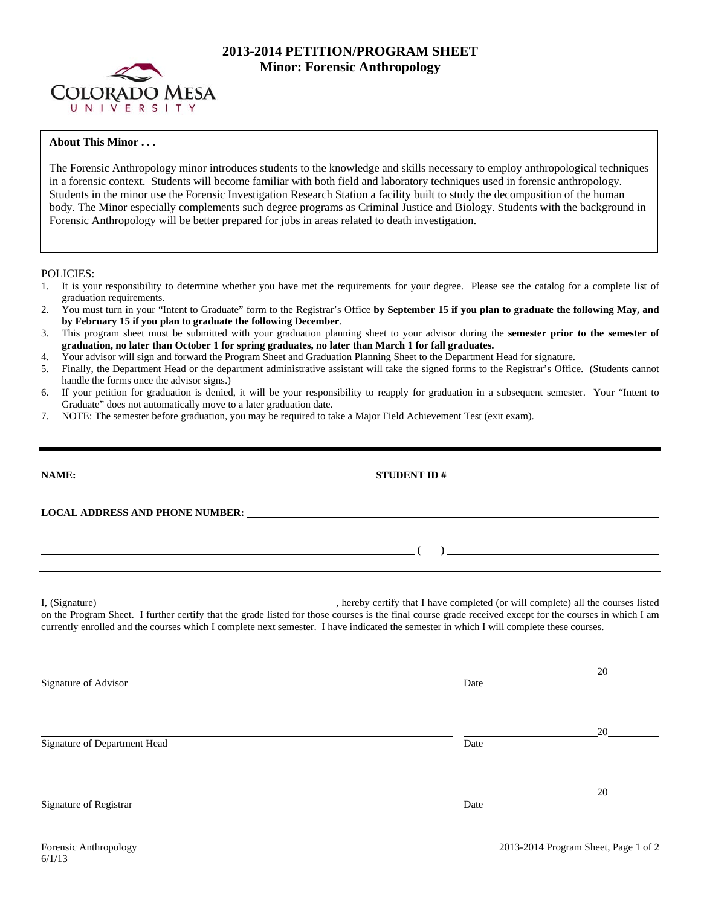# 2013-2014 PETITION/PROGRAM SHEET
## Minor: Forensic Anthropology

COLORADO MESA UNIVERSITY

**About This Minor . . .**

The Forensic Anthropology minor introduces students to the knowledge and skills necessary to employ anthropological techniques in a forensic context. Students will become familiar with both field and laboratory techniques used in forensic anthropology. Students in the minor use the Forensic Investigation Research Station a facility built to study the decomposition of the human body. The Minor especially complements such degree programs as Criminal Justice and Biology. Students with the background in Forensic Anthropology will be better prepared for jobs in areas related to death investigation.

POLICIES:

1. It is your responsibility to determine whether you have met the requirements for your degree. Please see the catalog for a complete list of graduation requirements.
2. You must turn in your "Intent to Graduate" form to the Registrar's Office **by September 15 if you plan to graduate the following May, and by February 15 if you plan to graduate the following December**.
3. This program sheet must be submitted with your graduation planning sheet to your advisor during the **semester prior to the semester of graduation, no later than October 1 for spring graduates, no later than March 1 for fall graduates.**
4. Your advisor will sign and forward the Program Sheet and Graduation Planning Sheet to the Department Head for signature.
5. Finally, the Department Head or the department administrative assistant will take the signed forms to the Registrar's Office. (Students cannot handle the forms once the advisor signs.)
6. If your petition for graduation is denied, it will be your responsibility to reapply for graduation in a subsequent semester. Your "Intent to Graduate" does not automatically move to a later graduation date.
7. NOTE: The semester before graduation, you may be required to take a Major Field Achievement Test (exit exam).

---

**NAME:** ______________________________ **STUDENT ID #** ______________________________

**LOCAL ADDRESS AND PHONE NUMBER:** ______________________________

______________________________ **(   )** ______________________________

I, (Signature)______________________________, hereby certify that I have completed (or will complete) all the courses listed on the Program Sheet. I further certify that the grade listed for those courses is the final course grade received except for the courses in which I am currently enrolled and the courses which I complete next semester. I have indicated the semester in which I will complete these courses.

______________________________ ______________________20______
Signature of Advisor Date

______________________________ ______________________20______
Signature of Department Head Date

______________________________ ______________________20______
Signature of Registrar Date

Forensic Anthropology
6/1/13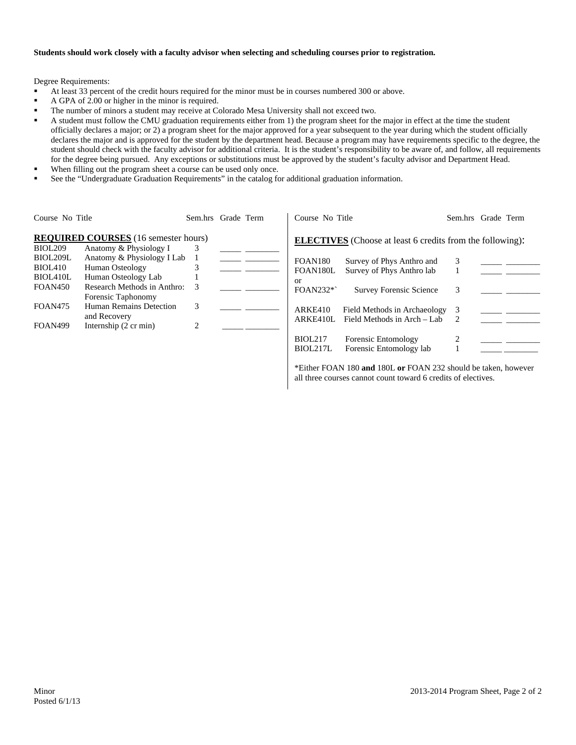**Students should work closely with a faculty advisor when selecting and scheduling courses prior to registration.**

Degree Requirements:

- At least 33 percent of the credit hours required for the minor must be in courses numbered 300 or above.
- A GPA of 2.00 or higher in the minor is required.
- The number of minors a student may receive at Colorado Mesa University shall not exceed two.
- A student must follow the CMU graduation requirements either from 1) the program sheet for the major in effect at the time the student officially declares a major; or 2) a program sheet for the major approved for a year subsequent to the year during which the student officially declares the major and is approved for the student by the department head. Because a program may have requirements specific to the degree, the student should check with the faculty advisor for additional criteria. It is the student's responsibility to be aware of, and follow, all requirements for the degree being pursued. Any exceptions or substitutions must be approved by the student's faculty advisor and Department Head.
- When filling out the program sheet a course can be used only once.
- See the "Undergraduate Graduation Requirements" in the catalog for additional graduation information.

**REQUIRED COURSES** (16 semester hours)

| Course No | Title | Sem.hrs | Grade | Term |
|---|---|---|---|---|
| BIOL209 | Anatomy & Physiology I | 3 | _____ | ________ |
| BIOL209L | Anatomy & Physiology I Lab | 1 | _____ | ________ |
| BIOL410 | Human Osteology | 3 | _____ | ________ |
| BIOL410L | Human Osteology Lab | 1 | | |
| FOAN450 | Research Methods in Anthro: Forensic Taphonomy | 3 | _____ | ________ |
| FOAN475 | Human Remains Detection and Recovery | 3 | _____ | ________ |
| FOAN499 | Internship (2 cr min) | 2 | _____ | ________ |

**ELECTIVES** (Choose at least 6 credits from the following):

| Course No | Title | Sem.hrs | Grade | Term |
|---|---|---|---|---|
| FOAN180 | Survey of Phys Anthro and | 3 | _____ | ________ |
| FOAN180L | Survey of Phys Anthro lab | 1 | _____ | ________ |
| or | | | | |
| FOAN232*` | Survey Forensic Science | 3 | _____ | ________ |
| ARKE410 | Field Methods in Archaeology | 3 | _____ | ________ |
| ARKE410L | Field Methods in Arch – Lab | 2 | _____ | ________ |
| BIOL217 | Forensic Entomology | 2 | _____ | ________ |
| BIOL217L | Forensic Entomology lab | 1 | _____ | ________ |

*Either FOAN 180 **and** 180L **or** FOAN 232 should be taken, however all three courses cannot count toward 6 credits of electives.

Minor
Posted 6/1/13